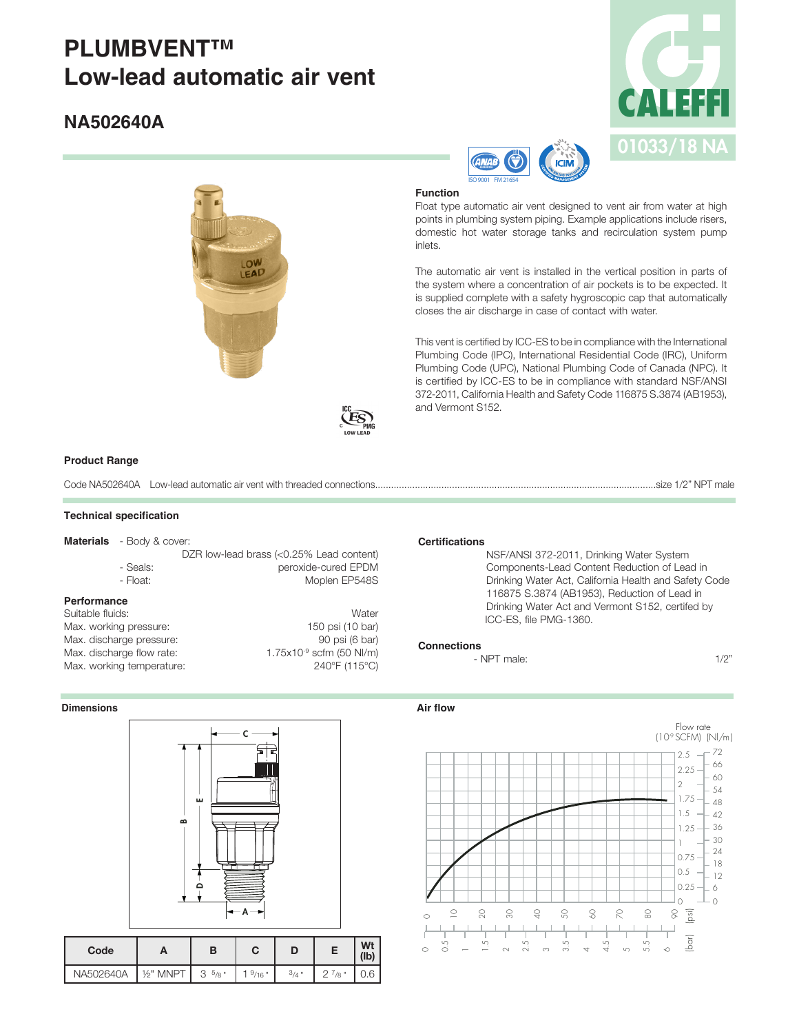# PLUMBVENT™
# Low-lead automatic air vent

## NA502640A

CALEFFI

01033/18 NA

### Function

Float type automatic air vent designed to vent air from water at high points in plumbing system piping. Example applications include risers, domestic hot water storage tanks and recirculation system pump inlets.

The automatic air vent is installed in the vertical position in parts of the system where a concentration of air pockets is to be expected. It is supplied complete with a safety hygroscopic cap that automatically closes the air discharge in case of contact with water.

This vent is certified by ICC-ES to be in compliance with the International Plumbing Code (IPC), International Residential Code (IRC), Uniform Plumbing Code (UPC), National Plumbing Code of Canada (NPC). It is certified by ICC-ES to be in compliance with standard NSF/ANSI 372-2011, California Health and Safety Code 116875 S.3874 (AB1953), and Vermont S152.

### Product Range

Code NA502640A Low-lead automatic air vent with threaded connections........................size 1/2" NPT male

### Technical specification

**Materials**
- Body & cover: DZR low-lead brass (<0.25% Lead content)
- Seals: peroxide-cured EPDM
- Float: Moplen EP548S

**Performance**

Suitable fluids: Water
Max. working pressure: 150 psi (10 bar)
Max. discharge pressure: 90 psi (6 bar)
Max. discharge flow rate: $1.75 \times 10^{-9}$ scfm (50 Nl/m)
Max. working temperature: 240°F (115°C)

**Certifications**

NSF/ANSI 372-2011, Drinking Water System Components-Lead Content Reduction of Lead in Drinking Water Act, California Health and Safety Code 116875 S.3874 (AB1953), Reduction of Lead in Drinking Water Act and Vermont S152, certifed by ICC-ES, file PMG-1360.

**Connections**
- NPT male: 1/2"

### Dimensions

| Code | A | B | C | D | E | Wt (lb) |
|---|---|---|---|---|---|---|
| NA502640A | ½" MNPT | 3 5/8" | 1 9/16" | 3/4" | 2 7/8" | 0.6 |

### Air flow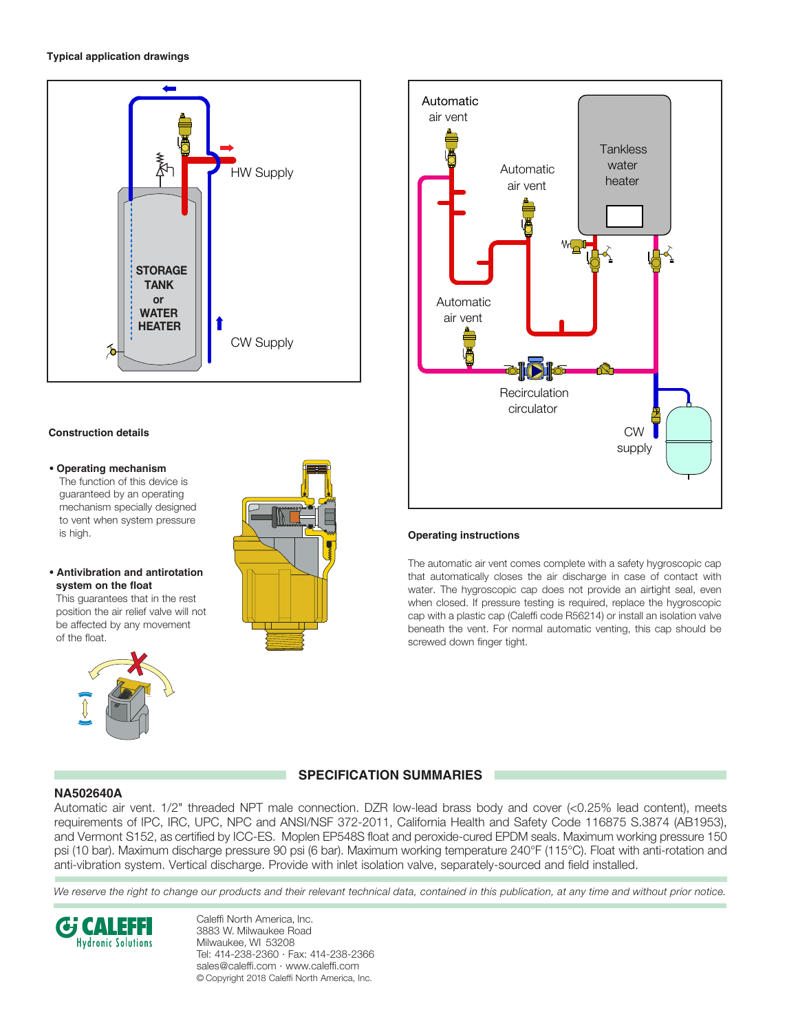**Typical application drawings**

STORAGE TANK or WATER HEATER

HW Supply

CW Supply

Automatic air vent

Automatic air vent

Tankless water heater

Automatic air vent

Recirculation circulator

CW supply

**Construction details**

- **Operating mechanism**
  The function of this device is guaranteed by an operating mechanism specially designed to vent when system pressure is high.

- **Antivibration and antirotation system on the float**
  This guarantees that in the rest position the air relief valve will not be affected by any movement of the float.

**Operating instructions**

The automatic air vent comes complete with a safety hygroscopic cap that automatically closes the air discharge in case of contact with water. The hygroscopic cap does not provide an airtight seal, even when closed. If pressure testing is required, replace the hygroscopic cap with a plastic cap (Caleffi code R56214) or install an isolation valve beneath the vent. For normal automatic venting, this cap should be screwed down finger tight.

## SPECIFICATION SUMMARIES

**NA502640A**

Automatic air vent. 1/2" threaded NPT male connection. DZR low-lead brass body and cover (<0.25% lead content), meets requirements of IPC, IRC, UPC, NPC and ANSI/NSF 372-2011, California Health and Safety Code 116875 S.3874 (AB1953), and Vermont S152, as certified by ICC-ES. Moplen EP548S float and peroxide-cured EPDM seals. Maximum working pressure 150 psi (10 bar). Maximum discharge pressure 90 psi (6 bar). Maximum working temperature 240°F (115°C). Float with anti-rotation and anti-vibration system. Vertical discharge. Provide with inlet isolation valve, separately-sourced and field installed.

*We reserve the right to change our products and their relevant technical data, contained in this publication, at any time and without prior notice.*

CALEFFI Hydronic Solutions

Caleffi North America, Inc.
3883 W. Milwaukee Road
Milwaukee, WI 53208
Tel: 414-238-2360 · Fax: 414-238-2366
sales@caleffi.com · www.caleffi.com
© Copyright 2018 Caleffi North America, Inc.